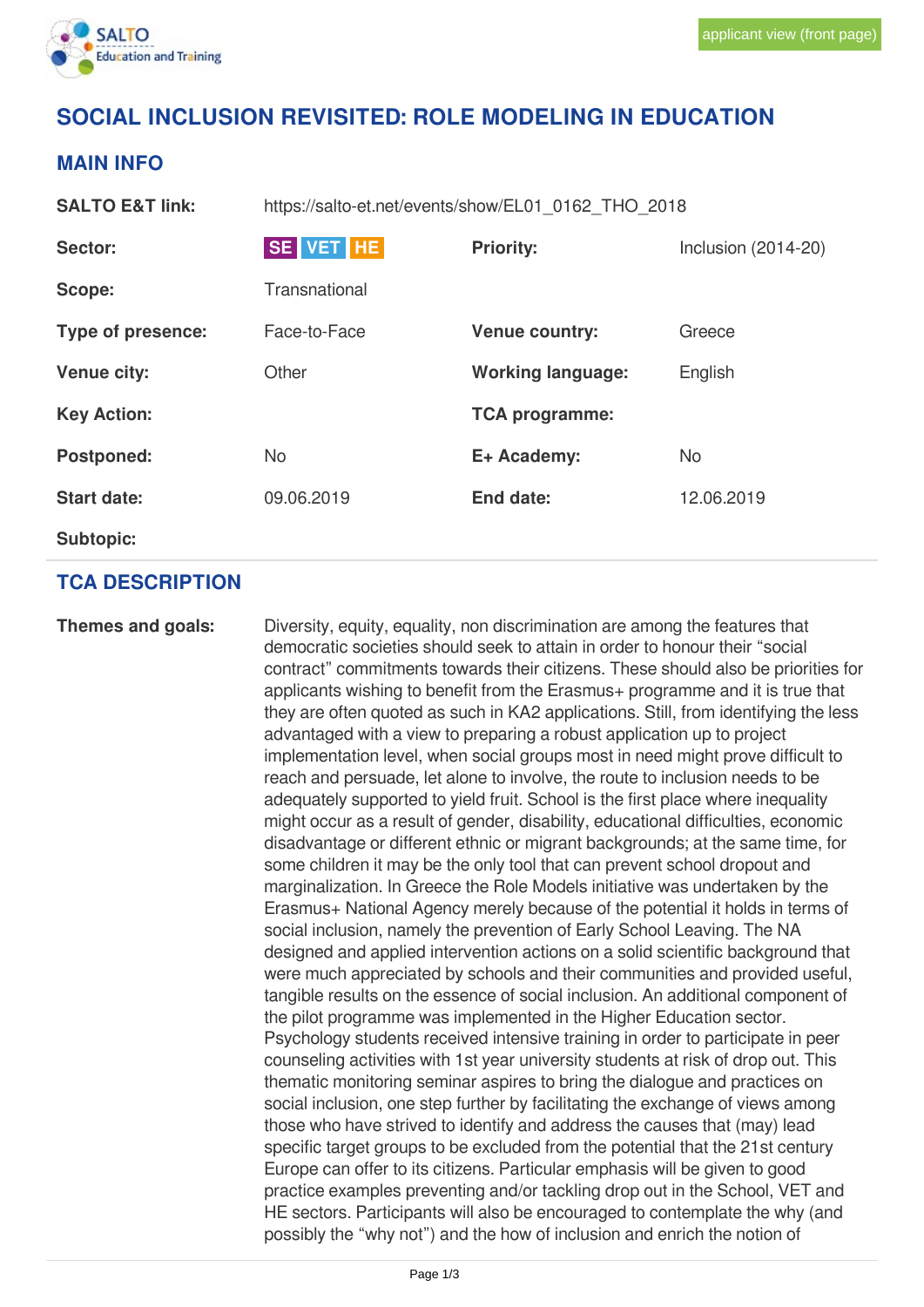applicant view (front page)

# SOCIAL INCLUSION REVISITED: ROLE MODELING IN EDUCATION

## MAIN INFO

| | | | |
|---|---|---|---|
| **SALTO E&T link:** | https://salto-et.net/events/show/EL01_0162_THO_2018 | | |
| **Sector:** | SE VET HE | **Priority:** | Inclusion (2014-20) |
| **Scope:** | Transnational | | |
| **Type of presence:** | Face-to-Face | **Venue country:** | Greece |
| **Venue city:** | Other | **Working language:** | English |
| **Key Action:** | | **TCA programme:** | |
| **Postponed:** | No | **E+ Academy:** | No |
| **Start date:** | 09.06.2019 | **End date:** | 12.06.2019 |
| **Subtopic:** | | | |

## TCA DESCRIPTION

**Themes and goals:**

Diversity, equity, equality, non discrimination are among the features that democratic societies should seek to attain in order to honour their “social contract” commitments towards their citizens. These should also be priorities for applicants wishing to benefit from the Erasmus+ programme and it is true that they are often quoted as such in KA2 applications. Still, from identifying the less advantaged with a view to preparing a robust application up to project implementation level, when social groups most in need might prove difficult to reach and persuade, let alone to involve, the route to inclusion needs to be adequately supported to yield fruit. School is the first place where inequality might occur as a result of gender, disability, educational difficulties, economic disadvantage or different ethnic or migrant backgrounds; at the same time, for some children it may be the only tool that can prevent school dropout and marginalization. In Greece the Role Models initiative was undertaken by the Erasmus+ National Agency merely because of the potential it holds in terms of social inclusion, namely the prevention of Early School Leaving. The NA designed and applied intervention actions on a solid scientific background that were much appreciated by schools and their communities and provided useful, tangible results on the essence of social inclusion. An additional component of the pilot programme was implemented in the Higher Education sector. Psychology students received intensive training in order to participate in peer counseling activities with 1st year university students at risk of drop out. This thematic monitoring seminar aspires to bring the dialogue and practices on social inclusion, one step further by facilitating the exchange of views among those who have strived to identify and address the causes that (may) lead specific target groups to be excluded from the potential that the 21st century Europe can offer to its citizens. Particular emphasis will be given to good practice examples preventing and/or tackling drop out in the School, VET and HE sectors. Participants will also be encouraged to contemplate the why (and possibly the “why not”) and the how of inclusion and enrich the notion of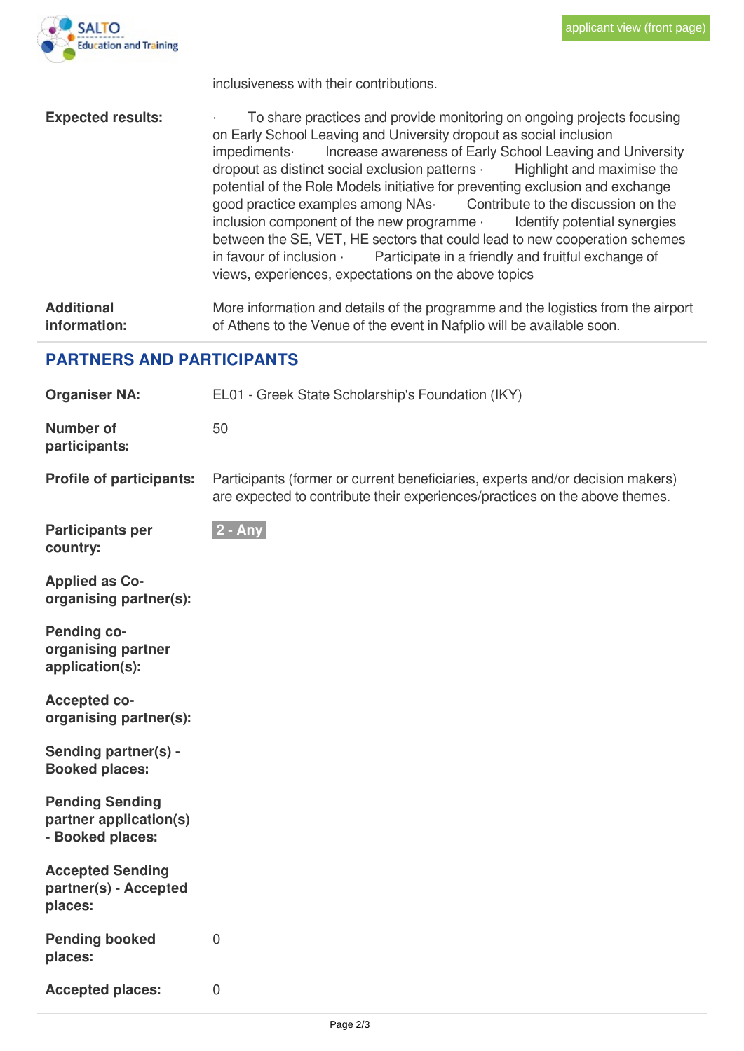inclusiveness with their contributions.

**Expected results:** · To share practices and provide monitoring on ongoing projects focusing on Early School Leaving and University dropout as social inclusion impediments· Increase awareness of Early School Leaving and University dropout as distinct social exclusion patterns · Highlight and maximise the potential of the Role Models initiative for preventing exclusion and exchange good practice examples among NAs· Contribute to the discussion on the inclusion component of the new programme · Identify potential synergies between the SE, VET, HE sectors that could lead to new cooperation schemes in favour of inclusion · Participate in a friendly and fruitful exchange of views, experiences, expectations on the above topics

**Additional information:** More information and details of the programme and the logistics from the airport of Athens to the Venue of the event in Nafplio will be available soon.

## PARTNERS AND PARTICIPANTS

**Organiser NA:** EL01 - Greek State Scholarship's Foundation (IKY)

**Number of participants:** 50

**Profile of participants:** Participants (former or current beneficiaries, experts and/or decision makers) are expected to contribute their experiences/practices on the above themes.

**Participants per country:** 2 - Any

**Applied as Co-organising partner(s):**

**Pending co-organising partner application(s):**

**Accepted co-organising partner(s):**

**Sending partner(s) - Booked places:**

**Pending Sending partner application(s) - Booked places:**

**Accepted Sending partner(s) - Accepted places:**

**Pending booked places:** 0

**Accepted places:** 0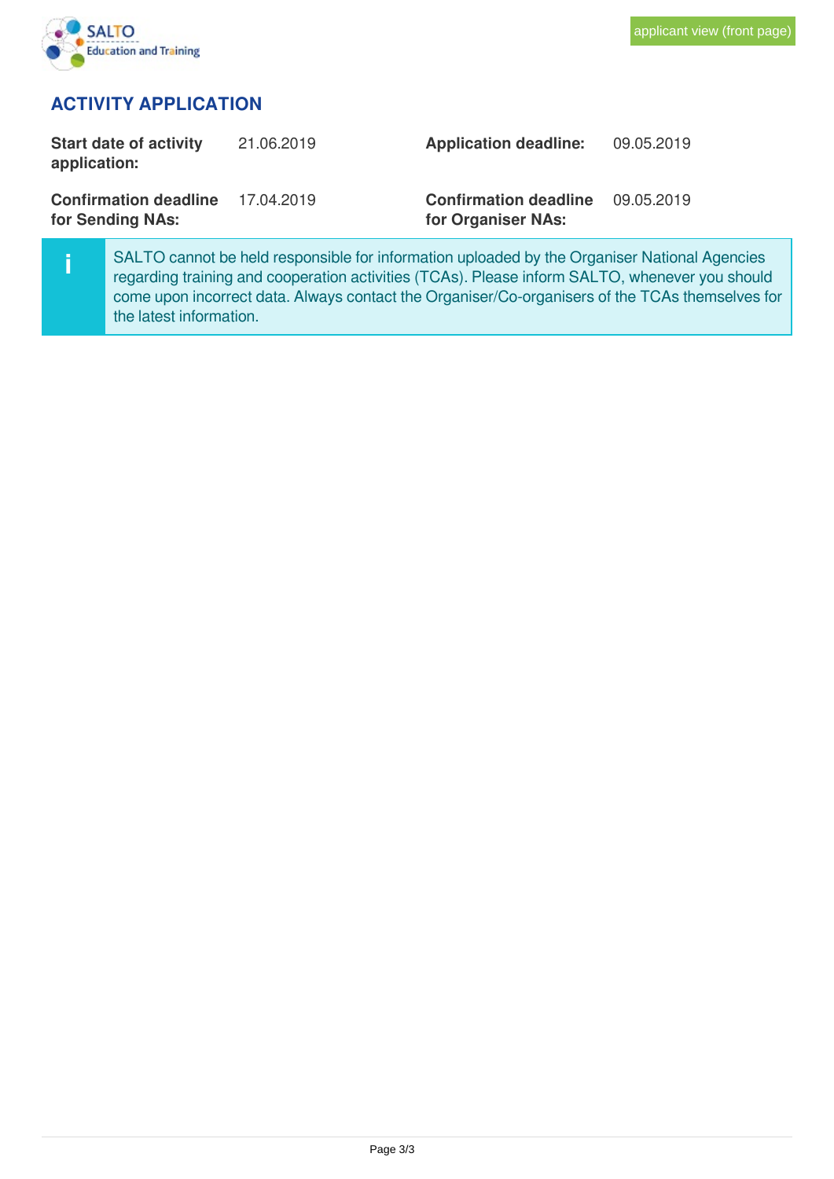applicant view (front page)

## ACTIVITY APPLICATION

| | | | |
|---|---|---|---|
| **Start date of activity application:** | 21.06.2019 | **Application deadline:** | 09.05.2019 |
| **Confirmation deadline for Sending NAs:** | 17.04.2019 | **Confirmation deadline for Organiser NAs:** | 09.05.2019 |

i SALTO cannot be held responsible for information uploaded by the Organiser National Agencies regarding training and cooperation activities (TCAs). Please inform SALTO, whenever you should come upon incorrect data. Always contact the Organiser/Co-organisers of the TCAs themselves for the latest information.